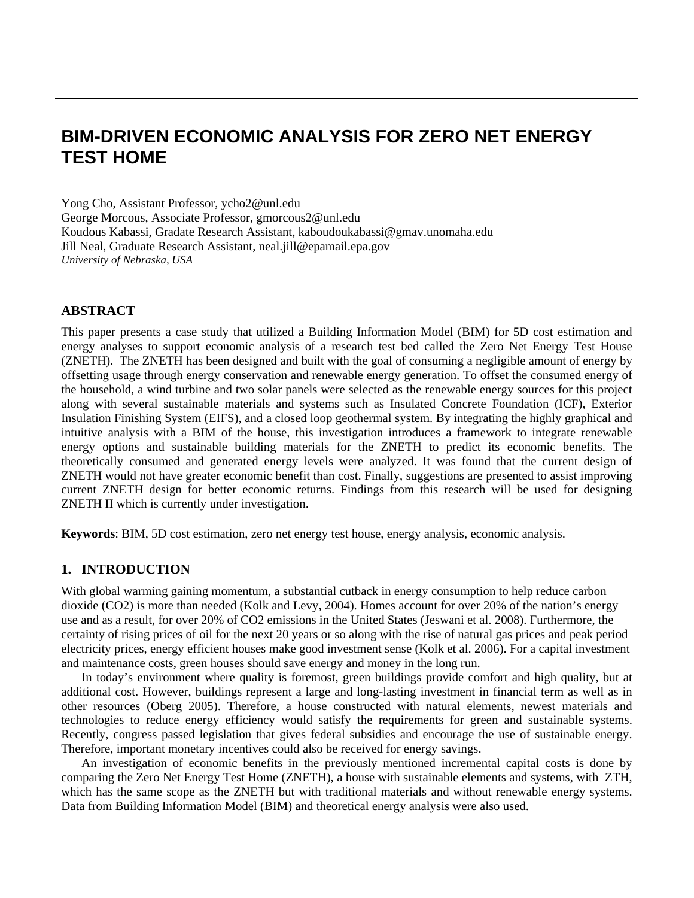# BIM-DRIVEN ECONOMIC ANALYSIS FOR ZERO NET ENERGY TEST HOME

Yong Cho, Assistant Professor, ycho2@unl.edu
George Morcous, Associate Professor, gmorcous2@unl.edu
Koudous Kabassi, Gradate Research Assistant, kaboudoukabassi@gmav.unomaha.edu
Jill Neal, Graduate Research Assistant, neal.jill@epamail.epa.gov
*University of Nebraska, USA*

## ABSTRACT

This paper presents a case study that utilized a Building Information Model (BIM) for 5D cost estimation and energy analyses to support economic analysis of a research test bed called the Zero Net Energy Test House (ZNETH). The ZNETH has been designed and built with the goal of consuming a negligible amount of energy by offsetting usage through energy conservation and renewable energy generation. To offset the consumed energy of the household, a wind turbine and two solar panels were selected as the renewable energy sources for this project along with several sustainable materials and systems such as Insulated Concrete Foundation (ICF), Exterior Insulation Finishing System (EIFS), and a closed loop geothermal system. By integrating the highly graphical and intuitive analysis with a BIM of the house, this investigation introduces a framework to integrate renewable energy options and sustainable building materials for the ZNETH to predict its economic benefits. The theoretically consumed and generated energy levels were analyzed. It was found that the current design of ZNETH would not have greater economic benefit than cost. Finally, suggestions are presented to assist improving current ZNETH design for better economic returns. Findings from this research will be used for designing ZNETH II which is currently under investigation.

**Keywords**: BIM, 5D cost estimation, zero net energy test house, energy analysis, economic analysis.

## 1. INTRODUCTION

With global warming gaining momentum, a substantial cutback in energy consumption to help reduce carbon dioxide ($CO_2$) is more than needed (Kolk and Levy, 2004). Homes account for over 20% of the nation's energy use and as a result, for over 20% of $CO_2$ emissions in the United States (Jeswani et al. 2008). Furthermore, the certainty of rising prices of oil for the next 20 years or so along with the rise of natural gas prices and peak period electricity prices, energy efficient houses make good investment sense (Kolk et al. 2006). For a capital investment and maintenance costs, green houses should save energy and money in the long run.

In today's environment where quality is foremost, green buildings provide comfort and high quality, but at additional cost. However, buildings represent a large and long-lasting investment in financial term as well as in other resources (Oberg 2005). Therefore, a house constructed with natural elements, newest materials and technologies to reduce energy efficiency would satisfy the requirements for green and sustainable systems. Recently, congress passed legislation that gives federal subsidies and encourage the use of sustainable energy. Therefore, important monetary incentives could also be received for energy savings.

An investigation of economic benefits in the previously mentioned incremental capital costs is done by comparing the Zero Net Energy Test Home (ZNETH), a house with sustainable elements and systems, with ZTH, which has the same scope as the ZNETH but with traditional materials and without renewable energy systems. Data from Building Information Model (BIM) and theoretical energy analysis were also used.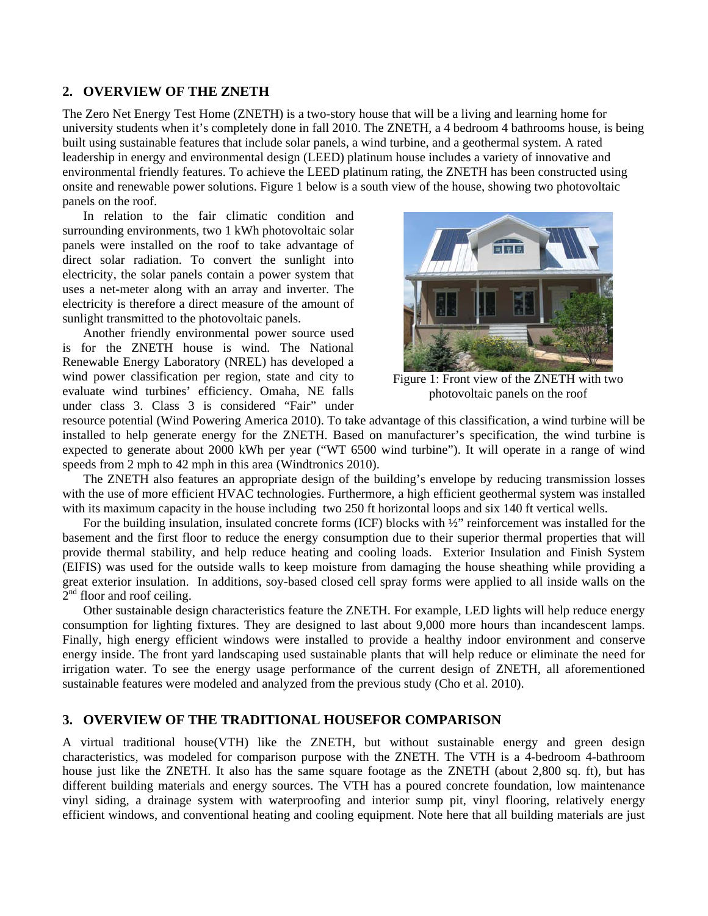## 2. OVERVIEW OF THE ZNETH

The Zero Net Energy Test Home (ZNETH) is a two-story house that will be a living and learning home for university students when it's completely done in fall 2010. The ZNETH, a 4 bedroom 4 bathrooms house, is being built using sustainable features that include solar panels, a wind turbine, and a geothermal system. A rated leadership in energy and environmental design (LEED) platinum house includes a variety of innovative and environmental friendly features. To achieve the LEED platinum rating, the ZNETH has been constructed using onsite and renewable power solutions. Figure 1 below is a south view of the house, showing two photovoltaic panels on the roof.

In relation to the fair climatic condition and surrounding environments, two 1 kWh photovoltaic solar panels were installed on the roof to take advantage of direct solar radiation. To convert the sunlight into electricity, the solar panels contain a power system that uses a net-meter along with an array and inverter. The electricity is therefore a direct measure of the amount of sunlight transmitted to the photovoltaic panels.

Figure 1: Front view of the ZNETH with two photovoltaic panels on the roof

Another friendly environmental power source used is for the ZNETH house is wind. The National Renewable Energy Laboratory (NREL) has developed a wind power classification per region, state and city to evaluate wind turbines' efficiency. Omaha, NE falls under class 3. Class 3 is considered "Fair" under resource potential (Wind Powering America 2010). To take advantage of this classification, a wind turbine will be installed to help generate energy for the ZNETH. Based on manufacturer's specification, the wind turbine is expected to generate about 2000 kWh per year ("WT 6500 wind turbine"). It will operate in a range of wind speeds from 2 mph to 42 mph in this area (Windtronics 2010).

The ZNETH also features an appropriate design of the building's envelope by reducing transmission losses with the use of more efficient HVAC technologies. Furthermore, a high efficient geothermal system was installed with its maximum capacity in the house including two 250 ft horizontal loops and six 140 ft vertical wells.

For the building insulation, insulated concrete forms (ICF) blocks with ½" reinforcement was installed for the basement and the first floor to reduce the energy consumption due to their superior thermal properties that will provide thermal stability, and help reduce heating and cooling loads. Exterior Insulation and Finish System (EIFIS) was used for the outside walls to keep moisture from damaging the house sheathing while providing a great exterior insulation. In additions, soy-based closed cell spray forms were applied to all inside walls on the 2nd floor and roof ceiling.

Other sustainable design characteristics feature the ZNETH. For example, LED lights will help reduce energy consumption for lighting fixtures. They are designed to last about 9,000 more hours than incandescent lamps. Finally, high energy efficient windows were installed to provide a healthy indoor environment and conserve energy inside. The front yard landscaping used sustainable plants that will help reduce or eliminate the need for irrigation water. To see the energy usage performance of the current design of ZNETH, all aforementioned sustainable features were modeled and analyzed from the previous study (Cho et al. 2010).

## 3. OVERVIEW OF THE TRADITIONAL HOUSEFOR COMPARISON

A virtual traditional house(VTH) like the ZNETH, but without sustainable energy and green design characteristics, was modeled for comparison purpose with the ZNETH. The VTH is a 4-bedroom 4-bathroom house just like the ZNETH. It also has the same square footage as the ZNETH (about 2,800 sq. ft), but has different building materials and energy sources. The VTH has a poured concrete foundation, low maintenance vinyl siding, a drainage system with waterproofing and interior sump pit, vinyl flooring, relatively energy efficient windows, and conventional heating and cooling equipment. Note here that all building materials are just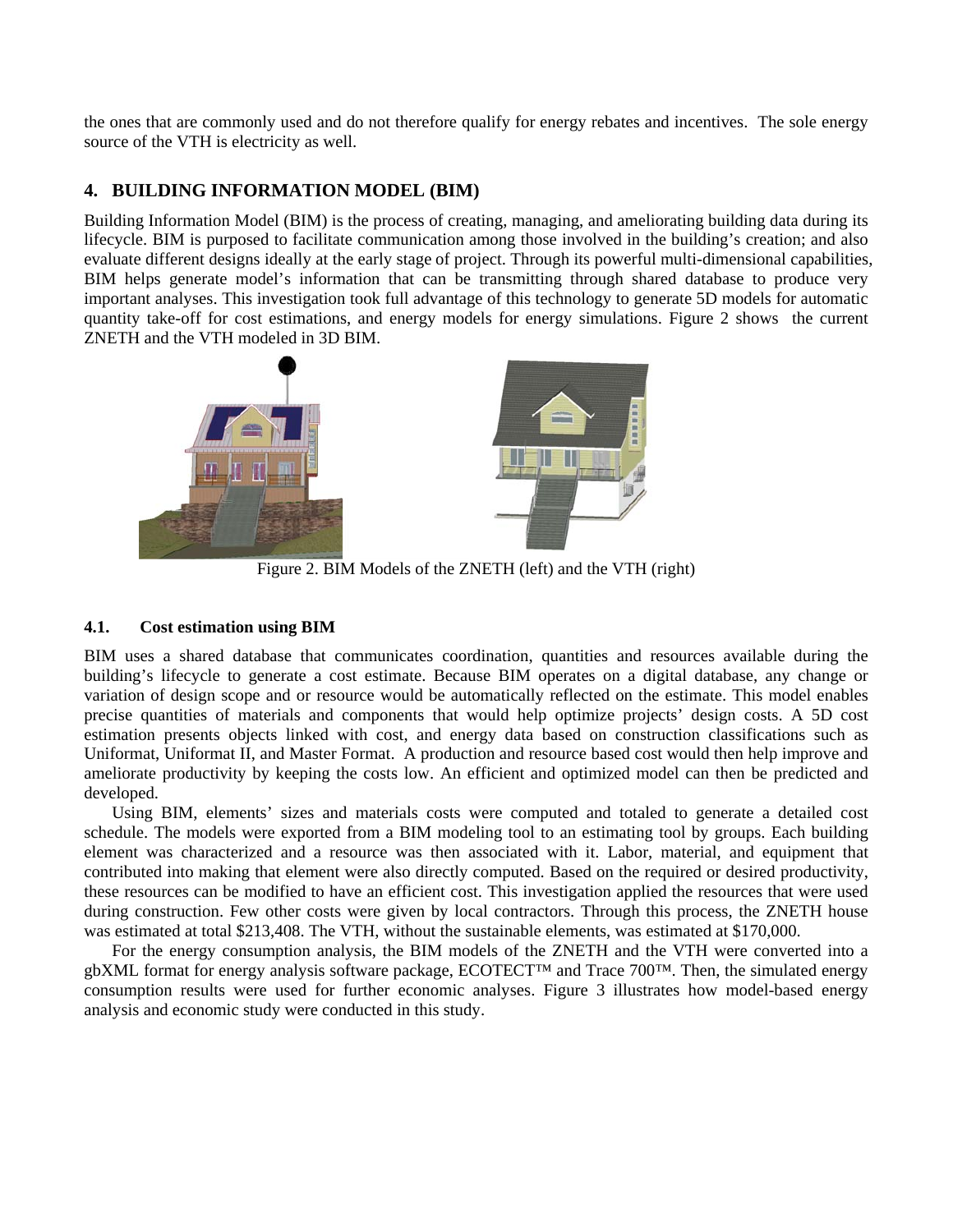the ones that are commonly used and do not therefore qualify for energy rebates and incentives. The sole energy source of the VTH is electricity as well.

## 4. BUILDING INFORMATION MODEL (BIM)

Building Information Model (BIM) is the process of creating, managing, and ameliorating building data during its lifecycle. BIM is purposed to facilitate communication among those involved in the building's creation; and also evaluate different designs ideally at the early stage of project. Through its powerful multi-dimensional capabilities, BIM helps generate model's information that can be transmitting through shared database to produce very important analyses. This investigation took full advantage of this technology to generate 5D models for automatic quantity take-off for cost estimations, and energy models for energy simulations. Figure 2 shows the current ZNETH and the VTH modeled in 3D BIM.

Figure 2. BIM Models of the ZNETH (left) and the VTH (right)

### 4.1. Cost estimation using BIM

BIM uses a shared database that communicates coordination, quantities and resources available during the building's lifecycle to generate a cost estimate. Because BIM operates on a digital database, any change or variation of design scope and or resource would be automatically reflected on the estimate. This model enables precise quantities of materials and components that would help optimize projects' design costs. A 5D cost estimation presents objects linked with cost, and energy data based on construction classifications such as Uniformat, Uniformat II, and Master Format. A production and resource based cost would then help improve and ameliorate productivity by keeping the costs low. An efficient and optimized model can then be predicted and developed.

Using BIM, elements' sizes and materials costs were computed and totaled to generate a detailed cost schedule. The models were exported from a BIM modeling tool to an estimating tool by groups. Each building element was characterized and a resource was then associated with it. Labor, material, and equipment that contributed into making that element were also directly computed. Based on the required or desired productivity, these resources can be modified to have an efficient cost. This investigation applied the resources that were used during construction. Few other costs were given by local contractors. Through this process, the ZNETH house was estimated at total $213,408. The VTH, without the sustainable elements, was estimated at $170,000.

For the energy consumption analysis, the BIM models of the ZNETH and the VTH were converted into a gbXML format for energy analysis software package, ECOTECT™ and Trace 700™. Then, the simulated energy consumption results were used for further economic analyses. Figure 3 illustrates how model-based energy analysis and economic study were conducted in this study.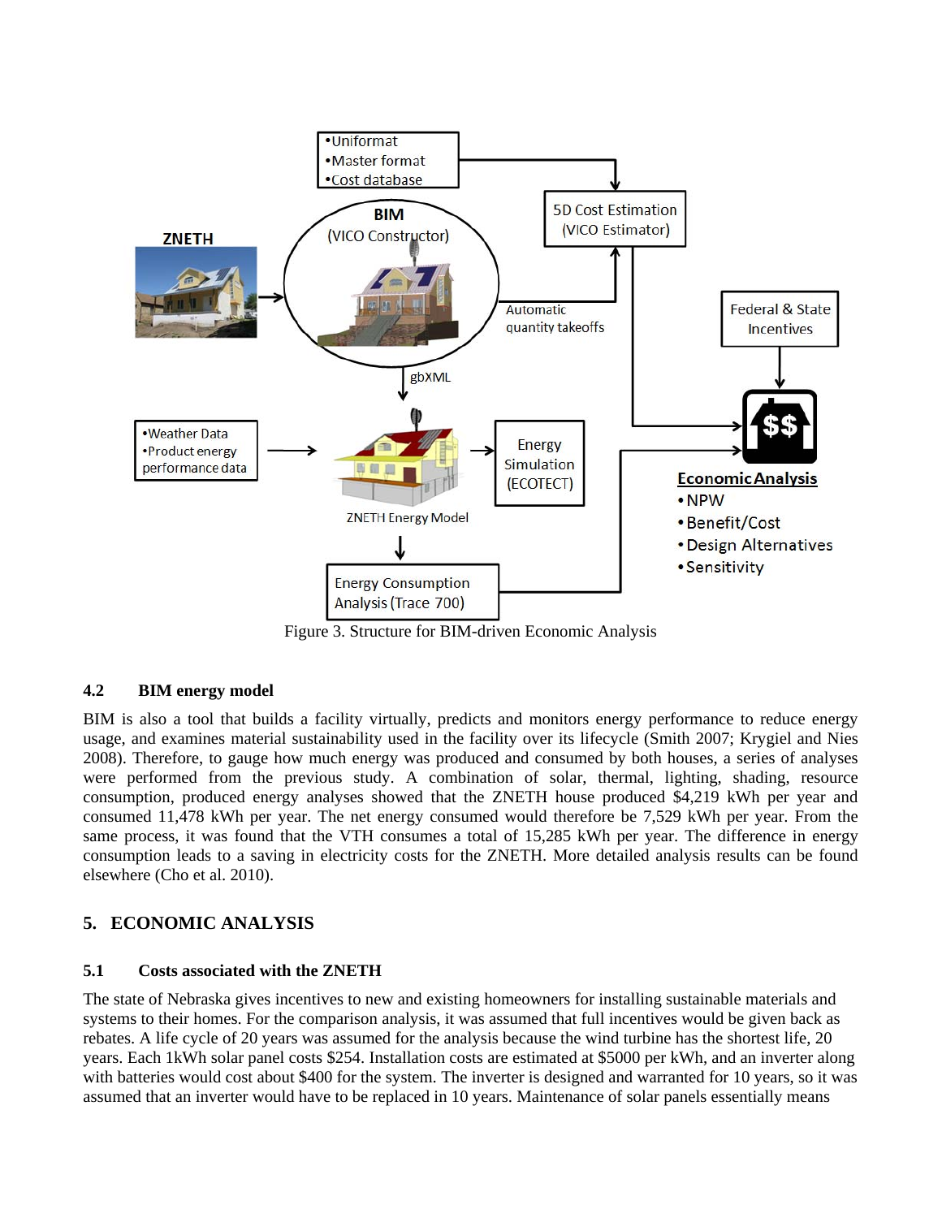Figure 3. Structure for BIM-driven Economic Analysis

### 4.2 BIM energy model

BIM is also a tool that builds a facility virtually, predicts and monitors energy performance to reduce energy usage, and examines material sustainability used in the facility over its lifecycle (Smith 2007; Krygiel and Nies 2008). Therefore, to gauge how much energy was produced and consumed by both houses, a series of analyses were performed from the previous study. A combination of solar, thermal, lighting, shading, resource consumption, produced energy analyses showed that the ZNETH house produced $4,219 kWh per year and consumed 11,478 kWh per year. The net energy consumed would therefore be 7,529 kWh per year. From the same process, it was found that the VTH consumes a total of 15,285 kWh per year. The difference in energy consumption leads to a saving in electricity costs for the ZNETH. More detailed analysis results can be found elsewhere (Cho et al. 2010).

## 5. ECONOMIC ANALYSIS

### 5.1 Costs associated with the ZNETH

The state of Nebraska gives incentives to new and existing homeowners for installing sustainable materials and systems to their homes. For the comparison analysis, it was assumed that full incentives would be given back as rebates. A life cycle of 20 years was assumed for the analysis because the wind turbine has the shortest life, 20 years. Each 1kWh solar panel costs $254. Installation costs are estimated at $5000 per kWh, and an inverter along with batteries would cost about $400 for the system. The inverter is designed and warranted for 10 years, so it was assumed that an inverter would have to be replaced in 10 years. Maintenance of solar panels essentially means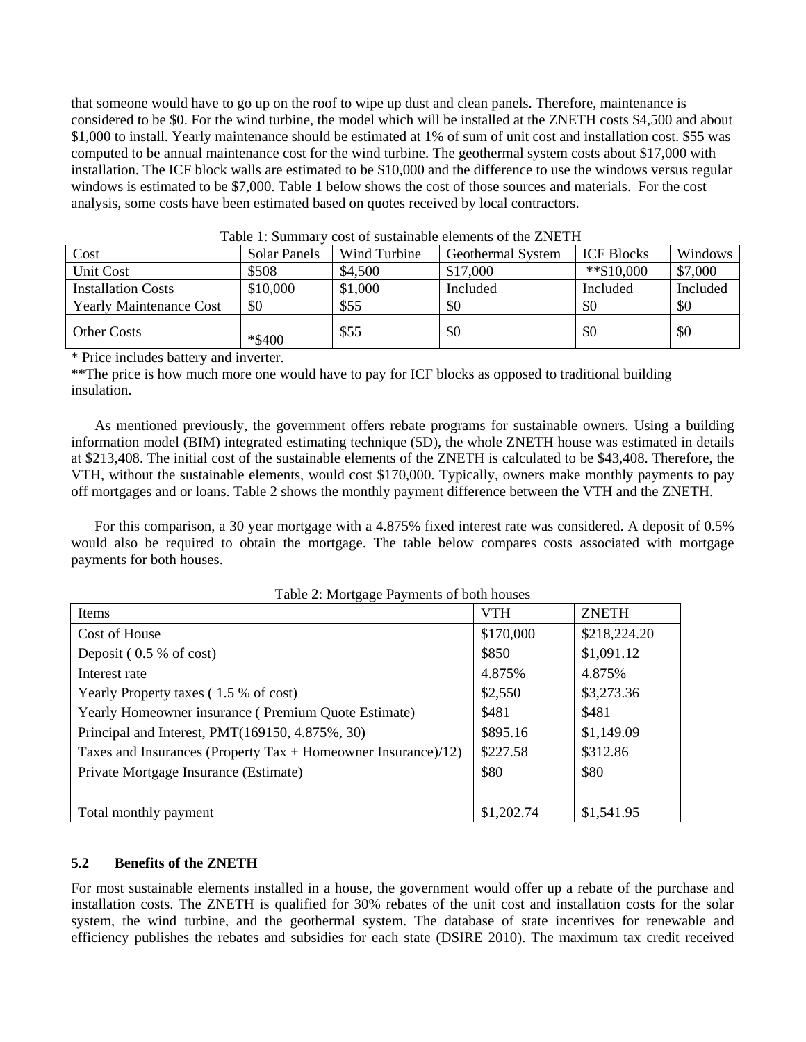that someone would have to go up on the roof to wipe up dust and clean panels. Therefore, maintenance is considered to be $0. For the wind turbine, the model which will be installed at the ZNETH costs $4,500 and about $1,000 to install. Yearly maintenance should be estimated at 1% of sum of unit cost and installation cost. $55 was computed to be annual maintenance cost for the wind turbine. The geothermal system costs about $17,000 with installation. The ICF block walls are estimated to be $10,000 and the difference to use the windows versus regular windows is estimated to be $7,000. Table 1 below shows the cost of those sources and materials. For the cost analysis, some costs have been estimated based on quotes received by local contractors.

Table 1: Summary cost of sustainable elements of the ZNETH

| Cost | Solar Panels | Wind Turbine | Geothermal System | ICF Blocks | Windows |
|---|---|---|---|---|---|
| Unit Cost | $508 | $4,500 | $17,000 | **$10,000 | $7,000 |
| Installation Costs | $10,000 | $1,000 | Included | Included | Included |
| Yearly Maintenance Cost | $0 | $55 | $0 | $0 | $0 |
| Other Costs | *$400 | $55 | $0 | $0 | $0 |

* Price includes battery and inverter.

**The price is how much more one would have to pay for ICF blocks as opposed to traditional building insulation.

As mentioned previously, the government offers rebate programs for sustainable owners. Using a building information model (BIM) integrated estimating technique (5D), the whole ZNETH house was estimated in details at $213,408. The initial cost of the sustainable elements of the ZNETH is calculated to be $43,408. Therefore, the VTH, without the sustainable elements, would cost $170,000. Typically, owners make monthly payments to pay off mortgages and or loans. Table 2 shows the monthly payment difference between the VTH and the ZNETH.

For this comparison, a 30 year mortgage with a 4.875% fixed interest rate was considered. A deposit of 0.5% would also be required to obtain the mortgage. The table below compares costs associated with mortgage payments for both houses.

Table 2: Mortgage Payments of both houses

| Items | VTH | ZNETH |
|---|---|---|
| Cost of House | $170,000 | $218,224.20 |
| Deposit ( 0.5 % of cost) | $850 | $1,091.12 |
| Interest rate | 4.875% | 4.875% |
| Yearly Property taxes ( 1.5 % of cost) | $2,550 | $3,273.36 |
| Yearly Homeowner insurance ( Premium Quote Estimate) | $481 | $481 |
| Principal and Interest, PMT(169150, 4.875%, 30) | $895.16 | $1,149.09 |
| Taxes and Insurances (Property Tax + Homeowner Insurance)/12) | $227.58 | $312.86 |
| Private Mortgage Insurance (Estimate) | $80 | $80 |
| | | |
| Total monthly payment | $1,202.74 | $1,541.95 |

## 5.2 Benefits of the ZNETH

For most sustainable elements installed in a house, the government would offer up a rebate of the purchase and installation costs. The ZNETH is qualified for 30% rebates of the unit cost and installation costs for the solar system, the wind turbine, and the geothermal system. The database of state incentives for renewable and efficiency publishes the rebates and subsidies for each state (DSIRE 2010). The maximum tax credit received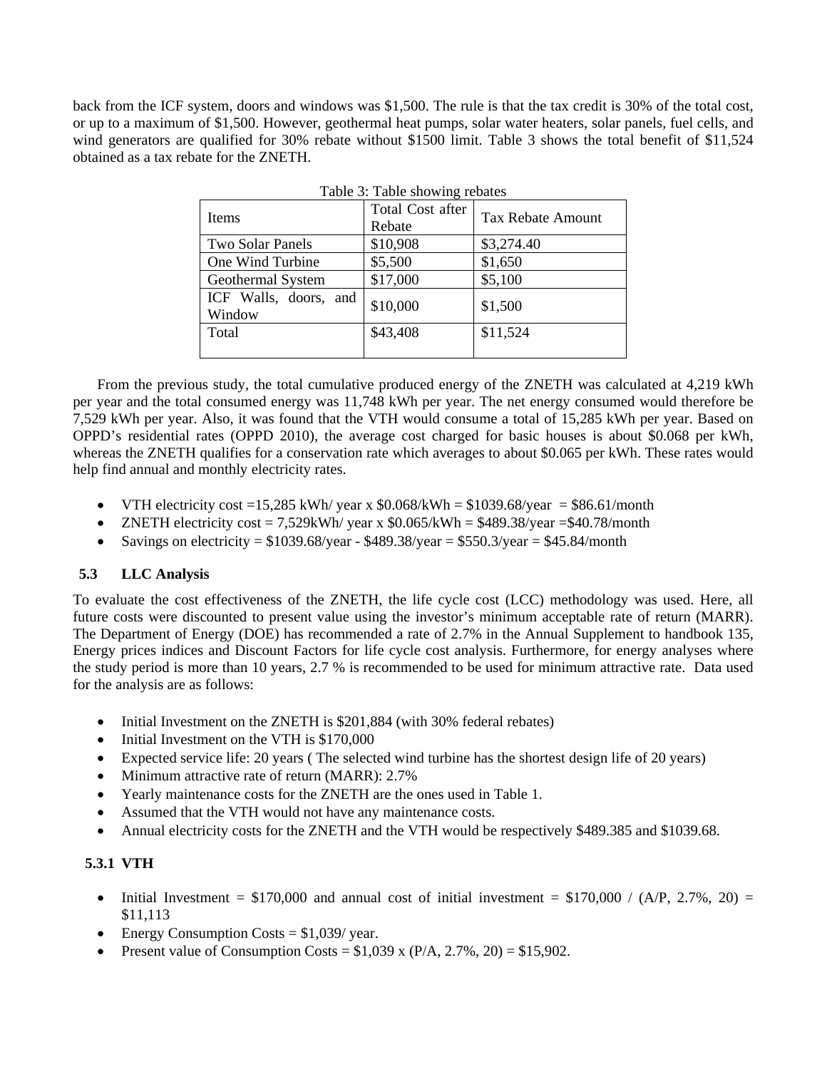back from the ICF system, doors and windows was $1,500. The rule is that the tax credit is 30% of the total cost, or up to a maximum of $1,500. However, geothermal heat pumps, solar water heaters, solar panels, fuel cells, and wind generators are qualified for 30% rebate without $1500 limit. Table 3 shows the total benefit of $11,524 obtained as a tax rebate for the ZNETH.

Table 3: Table showing rebates

| Items | Total Cost after Rebate | Tax Rebate Amount |
| --- | --- | --- |
| Two Solar Panels | $10,908 | $3,274.40 |
| One Wind Turbine | $5,500 | $1,650 |
| Geothermal System | $17,000 | $5,100 |
| ICF Walls, doors, and Window | $10,000 | $1,500 |
| Total | $43,408 | $11,524 |

From the previous study, the total cumulative produced energy of the ZNETH was calculated at 4,219 kWh per year and the total consumed energy was 11,748 kWh per year. The net energy consumed would therefore be 7,529 kWh per year. Also, it was found that the VTH would consume a total of 15,285 kWh per year. Based on OPPD's residential rates (OPPD 2010), the average cost charged for basic houses is about $0.068 per kWh, whereas the ZNETH qualifies for a conservation rate which averages to about $0.065 per kWh. These rates would help find annual and monthly electricity rates.

- VTH electricity cost =15,285 kWh/ year x $0.068/kWh = $1039.68/year = $86.61/month
- ZNETH electricity cost = 7,529kWh/ year x $0.065/kWh = $489.38/year =$40.78/month
- Savings on electricity = $1039.68/year - $489.38/year = $550.3/year = $45.84/month

### 5.3 LLC Analysis

To evaluate the cost effectiveness of the ZNETH, the life cycle cost (LCC) methodology was used. Here, all future costs were discounted to present value using the investor's minimum acceptable rate of return (MARR). The Department of Energy (DOE) has recommended a rate of 2.7% in the Annual Supplement to handbook 135, Energy prices indices and Discount Factors for life cycle cost analysis. Furthermore, for energy analyses where the study period is more than 10 years, 2.7 % is recommended to be used for minimum attractive rate. Data used for the analysis are as follows:

- Initial Investment on the ZNETH is $201,884 (with 30% federal rebates)
- Initial Investment on the VTH is $170,000
- Expected service life: 20 years ( The selected wind turbine has the shortest design life of 20 years)
- Minimum attractive rate of return (MARR): 2.7%
- Yearly maintenance costs for the ZNETH are the ones used in Table 1.
- Assumed that the VTH would not have any maintenance costs.
- Annual electricity costs for the ZNETH and the VTH would be respectively $489.385 and $1039.68.

#### 5.3.1 VTH

- Initial Investment = $170,000 and annual cost of initial investment = $170,000 / (A/P, 2.7%, 20) = $11,113
- Energy Consumption Costs = $1,039/ year.
- Present value of Consumption Costs = $1,039 x (P/A, 2.7%, 20) = $15,902.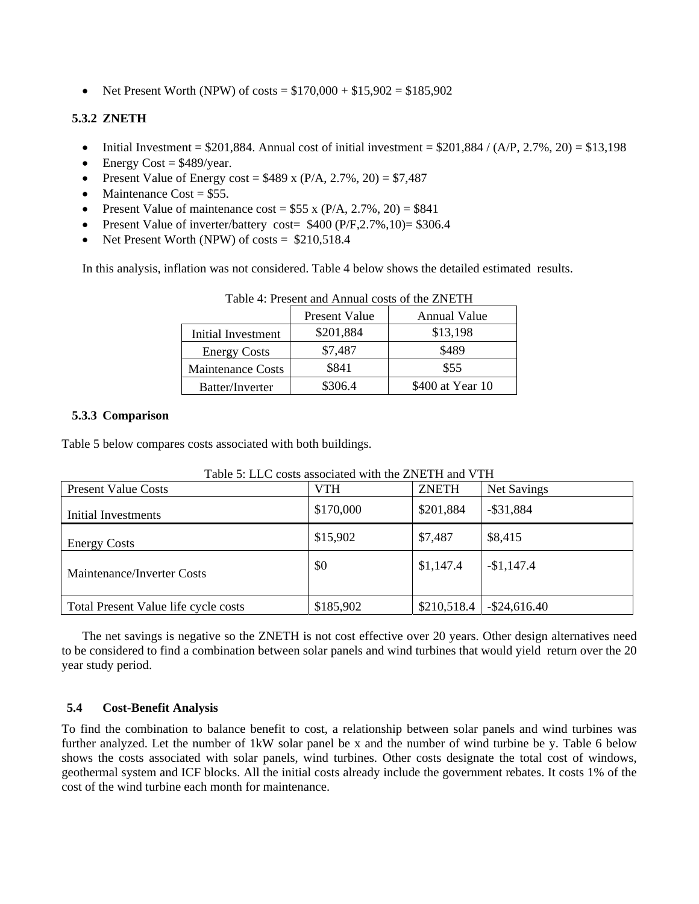- Net Present Worth (NPW) of costs = $170,000 + $15,902 = $185,902

### 5.3.2 ZNETH

- Initial Investment = $201,884. Annual cost of initial investment = $201,884 / (A/P, 2.7%, 20) = $13,198
- Energy Cost = $489/year.
- Present Value of Energy cost = $489 x (P/A, 2.7%, 20) = $7,487
- Maintenance Cost = $55.
- Present Value of maintenance cost = $55 x (P/A, 2.7%, 20) = $841
- Present Value of inverter/battery cost= $400 (P/F,2.7%,10)= $306.4
- Net Present Worth (NPW) of costs = $210,518.4

In this analysis, inflation was not considered. Table 4 below shows the detailed estimated results.

Table 4: Present and Annual costs of the ZNETH

| | Present Value | Annual Value |
|---|---|---|
| Initial Investment | $201,884 | $13,198 |
| Energy Costs | $7,487 | $489 |
| Maintenance Costs | $841 | $55 |
| Batter/Inverter | $306.4 | $400 at Year 10 |

### 5.3.3 Comparison

Table 5 below compares costs associated with both buildings.

Table 5: LLC costs associated with the ZNETH and VTH

| Present Value Costs | VTH | ZNETH | Net Savings |
|---|---|---|---|
| Initial Investments | $170,000 | $201,884 | -$31,884 |
| Energy Costs | $15,902 | $7,487 | $8,415 |
| Maintenance/Inverter Costs | $0 | $1,147.4 | -$1,147.4 |
| Total Present Value life cycle costs | $185,902 | $210,518.4 | -$24,616.40 |

The net savings is negative so the ZNETH is not cost effective over 20 years. Other design alternatives need to be considered to find a combination between solar panels and wind turbines that would yield return over the 20 year study period.

## 5.4 Cost-Benefit Analysis

To find the combination to balance benefit to cost, a relationship between solar panels and wind turbines was further analyzed. Let the number of 1kW solar panel be x and the number of wind turbine be y. Table 6 below shows the costs associated with solar panels, wind turbines. Other costs designate the total cost of windows, geothermal system and ICF blocks. All the initial costs already include the government rebates. It costs 1% of the cost of the wind turbine each month for maintenance.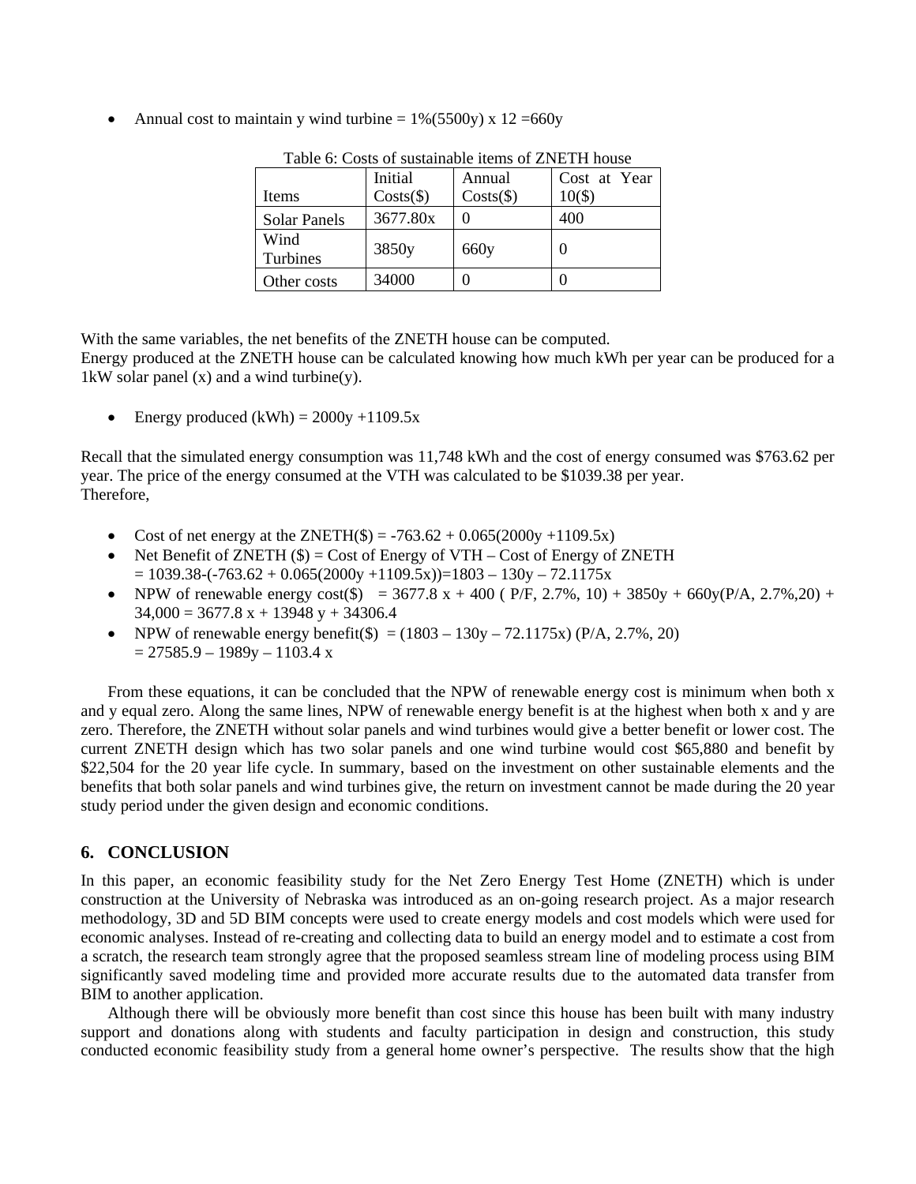- Annual cost to maintain y wind turbine = 1%(5500y) x 12 =660y

Table 6: Costs of sustainable items of ZNETH house

| Items | Initial Costs($) | Annual Costs($) | Cost at Year 10($) |
| --- | --- | --- | --- |
| Solar Panels | 3677.80x | 0 | 400 |
| Wind Turbines | 3850y | 660y | 0 |
| Other costs | 34000 | 0 | 0 |

With the same variables, the net benefits of the ZNETH house can be computed.
Energy produced at the ZNETH house can be calculated knowing how much kWh per year can be produced for a 1kW solar panel (x) and a wind turbine(y).

- Energy produced (kWh) = 2000y +1109.5x

Recall that the simulated energy consumption was 11,748 kWh and the cost of energy consumed was $763.62 per year. The price of the energy consumed at the VTH was calculated to be $1039.38 per year.
Therefore,

- Cost of net energy at the ZNETH($) = -763.62 + 0.065(2000y +1109.5x)
- Net Benefit of ZNETH ($) = Cost of Energy of VTH – Cost of Energy of ZNETH
  = 1039.38-(-763.62 + 0.065(2000y +1109.5x))=1803 – 130y – 72.1175x
- NPW of renewable energy cost($) = 3677.8 x + 400 ( P/F, 2.7%, 10) + 3850y + 660y(P/A, 2.7%,20) + 34,000 = 3677.8 x + 13948 y + 34306.4
- NPW of renewable energy benefit($) = (1803 – 130y – 72.1175x) (P/A, 2.7%, 20)
  = 27585.9 – 1989y – 1103.4 x

From these equations, it can be concluded that the NPW of renewable energy cost is minimum when both x and y equal zero. Along the same lines, NPW of renewable energy benefit is at the highest when both x and y are zero. Therefore, the ZNETH without solar panels and wind turbines would give a better benefit or lower cost. The current ZNETH design which has two solar panels and one wind turbine would cost $65,880 and benefit by $22,504 for the 20 year life cycle. In summary, based on the investment on other sustainable elements and the benefits that both solar panels and wind turbines give, the return on investment cannot be made during the 20 year study period under the given design and economic conditions.

## 6. CONCLUSION

In this paper, an economic feasibility study for the Net Zero Energy Test Home (ZNETH) which is under construction at the University of Nebraska was introduced as an on-going research project. As a major research methodology, 3D and 5D BIM concepts were used to create energy models and cost models which were used for economic analyses. Instead of re-creating and collecting data to build an energy model and to estimate a cost from a scratch, the research team strongly agree that the proposed seamless stream line of modeling process using BIM significantly saved modeling time and provided more accurate results due to the automated data transfer from BIM to another application.

Although there will be obviously more benefit than cost since this house has been built with many industry support and donations along with students and faculty participation in design and construction, this study conducted economic feasibility study from a general home owner's perspective. The results show that the high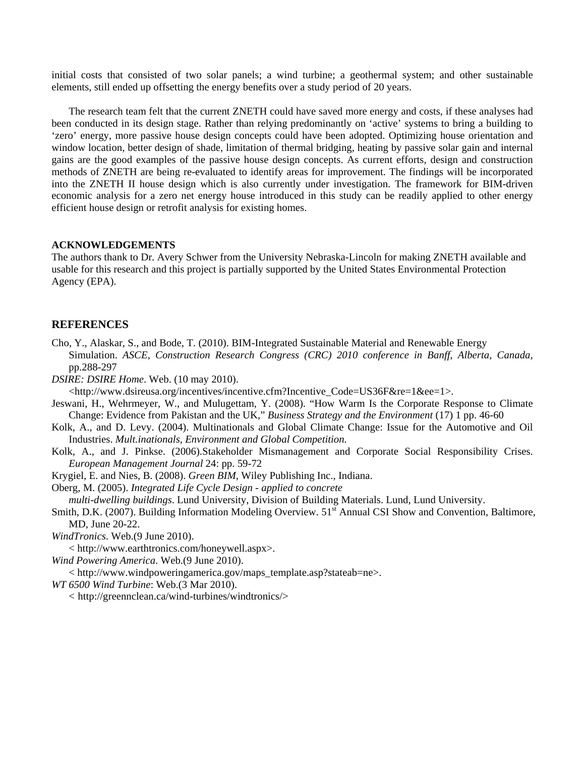initial costs that consisted of two solar panels; a wind turbine; a geothermal system; and other sustainable elements, still ended up offsetting the energy benefits over a study period of 20 years.

The research team felt that the current ZNETH could have saved more energy and costs, if these analyses had been conducted in its design stage. Rather than relying predominantly on 'active' systems to bring a building to 'zero' energy, more passive house design concepts could have been adopted. Optimizing house orientation and window location, better design of shade, limitation of thermal bridging, heating by passive solar gain and internal gains are the good examples of the passive house design concepts. As current efforts, design and construction methods of ZNETH are being re-evaluated to identify areas for improvement. The findings will be incorporated into the ZNETH II house design which is also currently under investigation. The framework for BIM-driven economic analysis for a zero net energy house introduced in this study can be readily applied to other energy efficient house design or retrofit analysis for existing homes.

**ACKNOWLEDGEMENTS**

The authors thank to Dr. Avery Schwer from the University Nebraska-Lincoln for making ZNETH available and usable for this research and this project is partially supported by the United States Environmental Protection Agency (EPA).

## REFERENCES

Cho, Y., Alaskar, S., and Bode, T. (2010). BIM-Integrated Sustainable Material and Renewable Energy Simulation. *ASCE, Construction Research Congress (CRC) 2010 conference in Banff, Alberta, Canada*, pp.288-297

*DSIRE: DSIRE Home*. Web. (10 may 2010). <http://www.dsireusa.org/incentives/incentive.cfm?Incentive_Code=US36F&re=1&ee=1>.

Jeswani, H., Wehrmeyer, W., and Mulugettam, Y. (2008). "How Warm Is the Corporate Response to Climate Change: Evidence from Pakistan and the UK," *Business Strategy and the Environment* (17) 1 pp. 46-60

Kolk, A., and D. Levy. (2004). Multinationals and Global Climate Change: Issue for the Automotive and Oil Industries. *Mult.inationals, Environment and Global Competition.*

Kolk, A., and J. Pinkse. (2006).Stakeholder Mismanagement and Corporate Social Responsibility Crises. *European Management Journal* 24: pp. 59-72

Krygiel, E. and Nies, B. (2008). *Green BIM*, Wiley Publishing Inc., Indiana.

Oberg, M. (2005). *Integrated Life Cycle Design - applied to concrete multi-dwelling buildings*. Lund University, Division of Building Materials. Lund, Lund University.

Smith, D.K. (2007). Building Information Modeling Overview. 51st Annual CSI Show and Convention, Baltimore, MD, June 20-22.

*WindTronics*. Web.(9 June 2010). < http://www.earthtronics.com/honeywell.aspx>.

*Wind Powering America*. Web.(9 June 2010). < http://www.windpoweringamerica.gov/maps_template.asp?stateab=ne>.

*WT 6500 Wind Turbine*: Web.(3 Mar 2010). < http://greennclean.ca/wind-turbines/windtronics/>